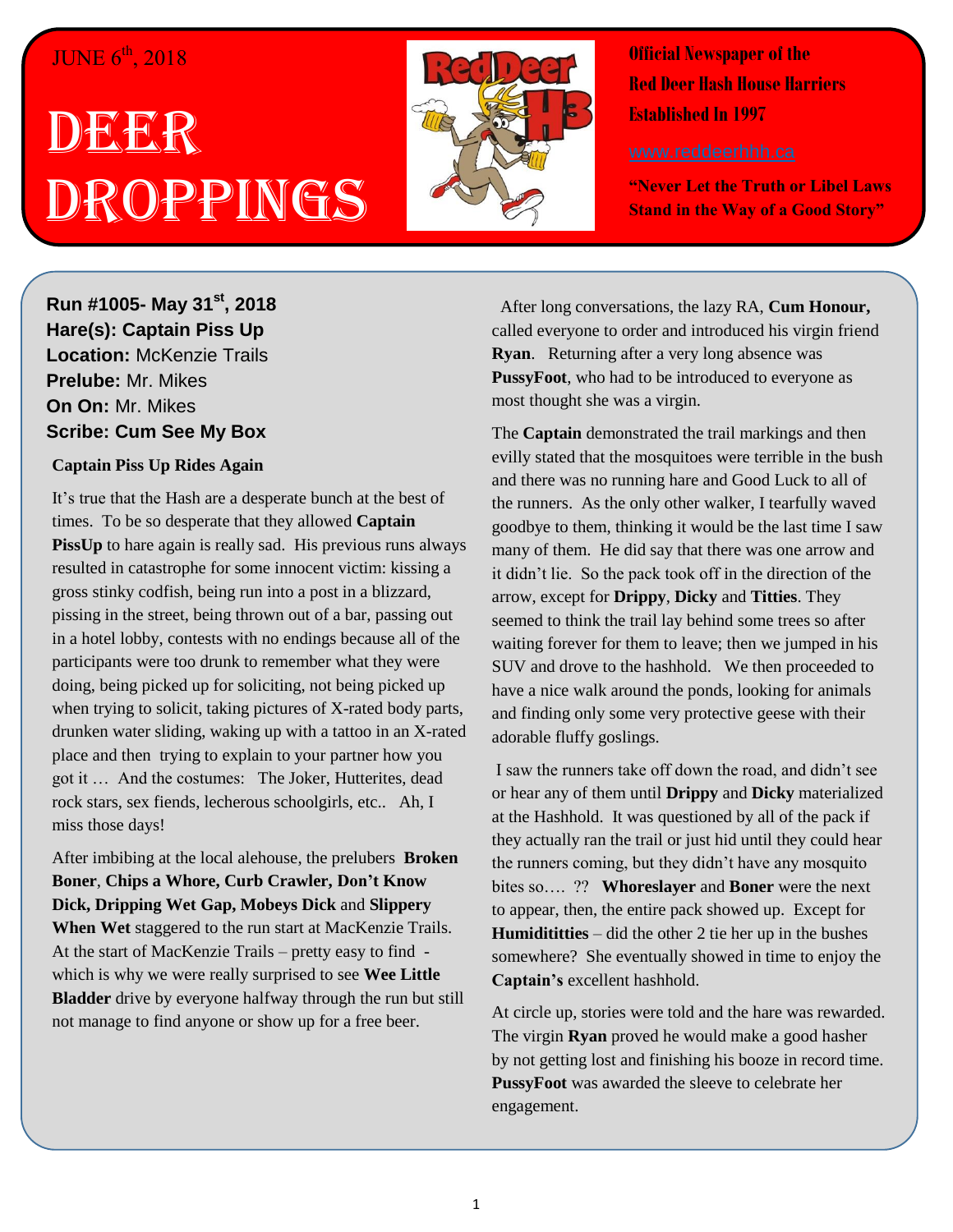JUNE 6th, 2018

# Deer Droppings

**Official Newspaper of the Red Deer Hash House Harriers Established In 1997**

www.reddeerhhh.ca

**"Never Let the Truth or Libel Laws Stand in the Way of a Good Story"**

**Run #1005- May 31st, 2018**
**Hare(s): Captain Piss Up**
**Location:** McKenzie Trails
**Prelube:** Mr. Mikes
**On On:** Mr. Mikes
**Scribe: Cum See My Box**

**Captain Piss Up Rides Again**

It's true that the Hash are a desperate bunch at the best of times. To be so desperate that they allowed **Captain PissUp** to hare again is really sad. His previous runs always resulted in catastrophe for some innocent victim: kissing a gross stinky codfish, being run into a post in a blizzard, pissing in the street, being thrown out of a bar, passing out in a hotel lobby, contests with no endings because all of the participants were too drunk to remember what they were doing, being picked up for soliciting, not being picked up when trying to solicit, taking pictures of X-rated body parts, drunken water sliding, waking up with a tattoo in an X-rated place and then trying to explain to your partner how you got it … And the costumes: The Joker, Hutterites, dead rock stars, sex fiends, lecherous schoolgirls, etc.. Ah, I miss those days!

After imbibing at the local alehouse, the prelubers **Broken Boner**, **Chips a Whore, Curb Crawler, Don't Know Dick, Dripping Wet Gap, Mobeys Dick** and **Slippery When Wet** staggered to the run start at MacKenzie Trails. At the start of MacKenzie Trails – pretty easy to find - which is why we were really surprised to see **Wee Little Bladder** drive by everyone halfway through the run but still not manage to find anyone or show up for a free beer.

After long conversations, the lazy RA, **Cum Honour,** called everyone to order and introduced his virgin friend **Ryan**. Returning after a very long absence was **PussyFoot**, who had to be introduced to everyone as most thought she was a virgin.

The **Captain** demonstrated the trail markings and then evilly stated that the mosquitoes were terrible in the bush and there was no running hare and Good Luck to all of the runners. As the only other walker, I tearfully waved goodbye to them, thinking it would be the last time I saw many of them. He did say that there was one arrow and it didn't lie. So the pack took off in the direction of the arrow, except for **Drippy**, **Dicky** and **Titties**. They seemed to think the trail lay behind some trees so after waiting forever for them to leave; then we jumped in his SUV and drove to the hashhold. We then proceeded to have a nice walk around the ponds, looking for animals and finding only some very protective geese with their adorable fluffy goslings.

I saw the runners take off down the road, and didn't see or hear any of them until **Drippy** and **Dicky** materialized at the Hashhold. It was questioned by all of the pack if they actually ran the trail or just hid until they could hear the runners coming, but they didn't have any mosquito bites so…. ?? **Whoreslayer** and **Boner** were the next to appear, then, the entire pack showed up. Except for **Humidititties** – did the other 2 tie her up in the bushes somewhere? She eventually showed in time to enjoy the **Captain's** excellent hashhold.

At circle up, stories were told and the hare was rewarded. The virgin **Ryan** proved he would make a good hasher by not getting lost and finishing his booze in record time. **PussyFoot** was awarded the sleeve to celebrate her engagement.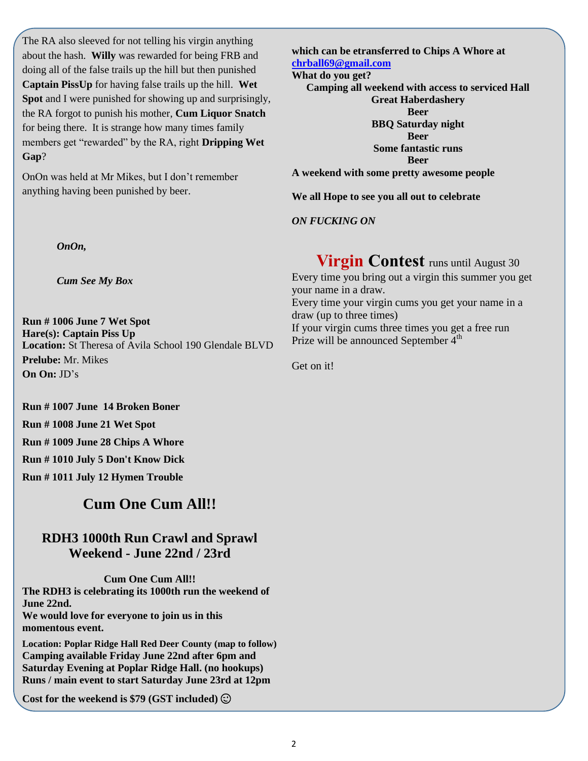The RA also sleeved for not telling his virgin anything about the hash. **Willy** was rewarded for being FRB and doing all of the false trails up the hill but then punished **Captain PissUp** for having false trails up the hill. **Wet Spot** and I were punished for showing up and surprisingly, the RA forgot to punish his mother, **Cum Liquor Snatch** for being there. It is strange how many times family members get "rewarded" by the RA, right **Dripping Wet Gap**?

OnOn was held at Mr Mikes, but I don't remember anything having been punished by beer.

***OnOn,***

***Cum See My Box***

**Run # 1006 June 7 Wet Spot**
**Hare(s): Captain Piss Up**
**Location:** St Theresa of Avila School 190 Glendale BLVD
**Prelube:** Mr. Mikes
**On On:** JD's

**Run # 1007 June 14 Broken Boner**

**Run # 1008 June 21 Wet Spot**

**Run # 1009 June 28 Chips A Whore**

**Run # 1010 July 5 Don't Know Dick**

**Run # 1011 July 12 Hymen Trouble**

## Cum One Cum All!!

## RDH3 1000th Run Crawl and Sprawl Weekend - June 22nd / 23rd

**Cum One Cum All!!**

**The RDH3 is celebrating its 1000th run the weekend of June 22nd.**
**We would love for everyone to join us in this momentous event.**

**Location: Poplar Ridge Hall Red Deer County (map to follow)**
**Camping available Friday June 22nd after 6pm and Saturday Evening at Poplar Ridge Hall. (no hookups)**
**Runs / main event to start Saturday June 23rd at 12pm**

**Cost for the weekend is $79 (GST included) ☺**

**which can be etransferred to Chips A Whore at [chrball69@gmail.com](mailto:chrball69@gmail.com)**
**What do you get?**

**Camping all weekend with access to serviced Hall**
**Great Haberdashery**
**Beer**
**BBQ Saturday night**
**Beer**
**Some fantastic runs**
**Beer**

**A weekend with some pretty awesome people**

**We all Hope to see you all out to celebrate**

***ON FUCKING ON***

## Virgin Contest runs until August 30

Every time you bring out a virgin this summer you get your name in a draw.
Every time your virgin cums you get your name in a draw (up to three times)
If your virgin cums three times you get a free run
Prize will be announced September 4th

Get on it!